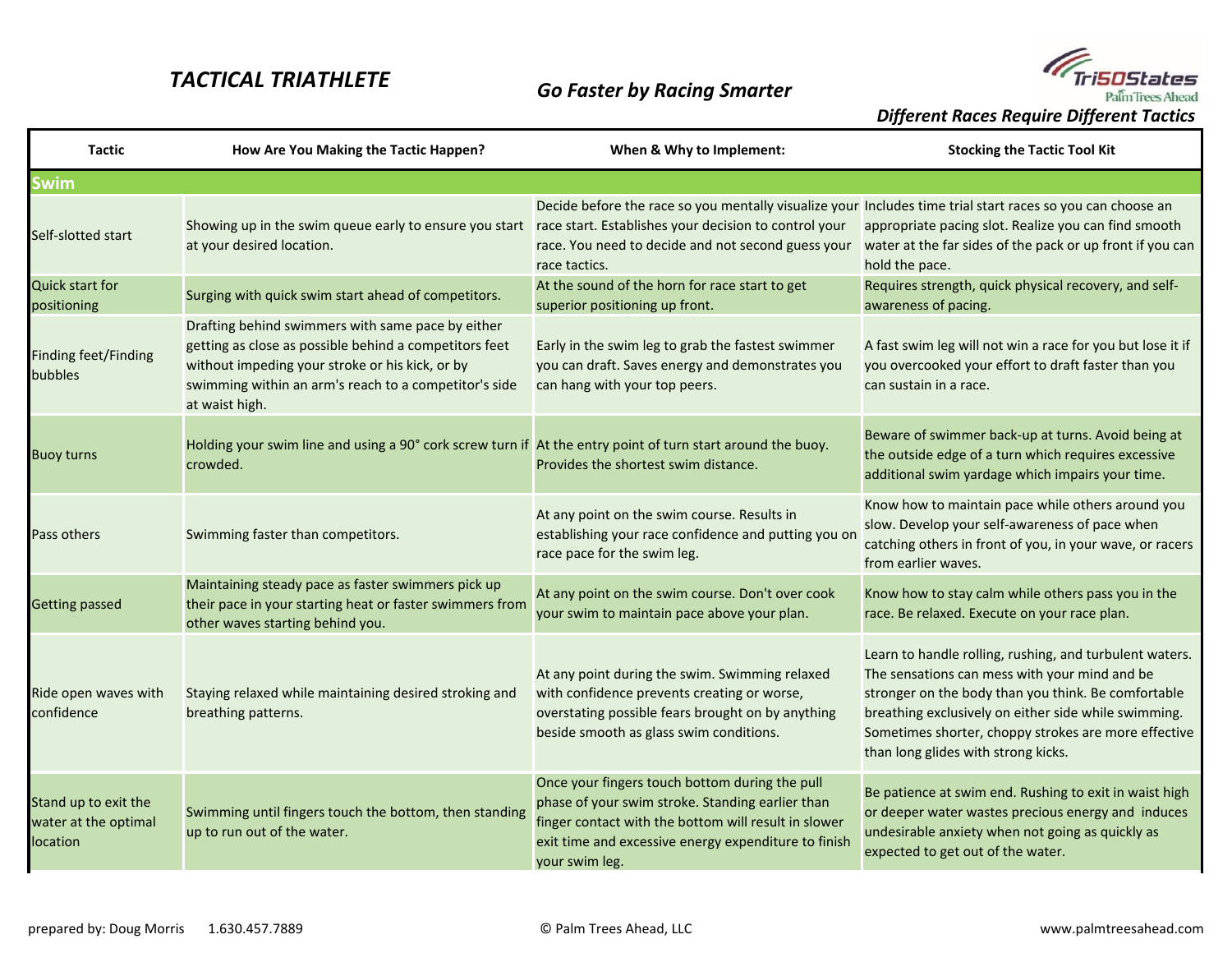# *TACTICAL TRIATHLETE*

***Go Faster by Racing Smarter***

Tri50States
Palm Trees Ahead

***Different Races Require Different Tactics***

| Tactic | How Are You Making the Tactic Happen? | When & Why to Implement: | Stocking the Tactic Tool Kit |
|---|---|---|---|
| **Swim** | | | |
| Self-slotted start | Showing up in the swim queue early to ensure you start at your desired location. | Decide before the race so you mentally visualize your race start. Establishes your decision to control your race. You need to decide and not second guess your race tactics. | Includes time trial start races so you can choose an appropriate pacing slot. Realize you can find smooth water at the far sides of the pack or up front if you can hold the pace. |
| Quick start for positioning | Surging with quick swim start ahead of competitors. | At the sound of the horn for race start to get superior positioning up front. | Requires strength, quick physical recovery, and self-awareness of pacing. |
| Finding feet/Finding bubbles | Drafting behind swimmers with same pace by either getting as close as possible behind a competitors feet without impeding your stroke or his kick, or by swimming within an arm's reach to a competitor's side at waist high. | Early in the swim leg to grab the fastest swimmer you can draft. Saves energy and demonstrates you can hang with your top peers. | A fast swim leg will not win a race for you but lose it if you overcooked your effort to draft faster than you can sustain in a race. |
| Buoy turns | Holding your swim line and using a 90° cork screw turn if crowded. | At the entry point of turn start around the buoy. Provides the shortest swim distance. | Beware of swimmer back-up at turns. Avoid being at the outside edge of a turn which requires excessive additional swim yardage which impairs your time. |
| Pass others | Swimming faster than competitors. | At any point on the swim course. Results in establishing your race confidence and putting you on race pace for the swim leg. | Know how to maintain pace while others around you slow. Develop your self-awareness of pace when catching others in front of you, in your wave, or racers from earlier waves. |
| Getting passed | Maintaining steady pace as faster swimmers pick up their pace in your starting heat or faster swimmers from other waves starting behind you. | At any point on the swim course. Don't over cook your swim to maintain pace above your plan. | Know how to stay calm while others pass you in the race. Be relaxed. Execute on your race plan. |
| Ride open waves with confidence | Staying relaxed while maintaining desired stroking and breathing patterns. | At any point during the swim. Swimming relaxed with confidence prevents creating or worse, overstating possible fears brought on by anything beside smooth as glass swim conditions. | Learn to handle rolling, rushing, and turbulent waters. The sensations can mess with your mind and be stronger on the body than you think. Be comfortable breathing exclusively on either side while swimming. Sometimes shorter, choppy strokes are more effective than long glides with strong kicks. |
| Stand up to exit the water at the optimal location | Swimming until fingers touch the bottom, then standing up to run out of the water. | Once your fingers touch bottom during the pull phase of your swim stroke. Standing earlier than finger contact with the bottom will result in slower exit time and excessive energy expenditure to finish your swim leg. | Be patience at swim end. Rushing to exit in waist high or deeper water wastes precious energy and induces undesirable anxiety when not going as quickly as expected to get out of the water. |

prepared by: Doug Morris 1.630.457.7889 © Palm Trees Ahead, LLC www.palmtreesahead.com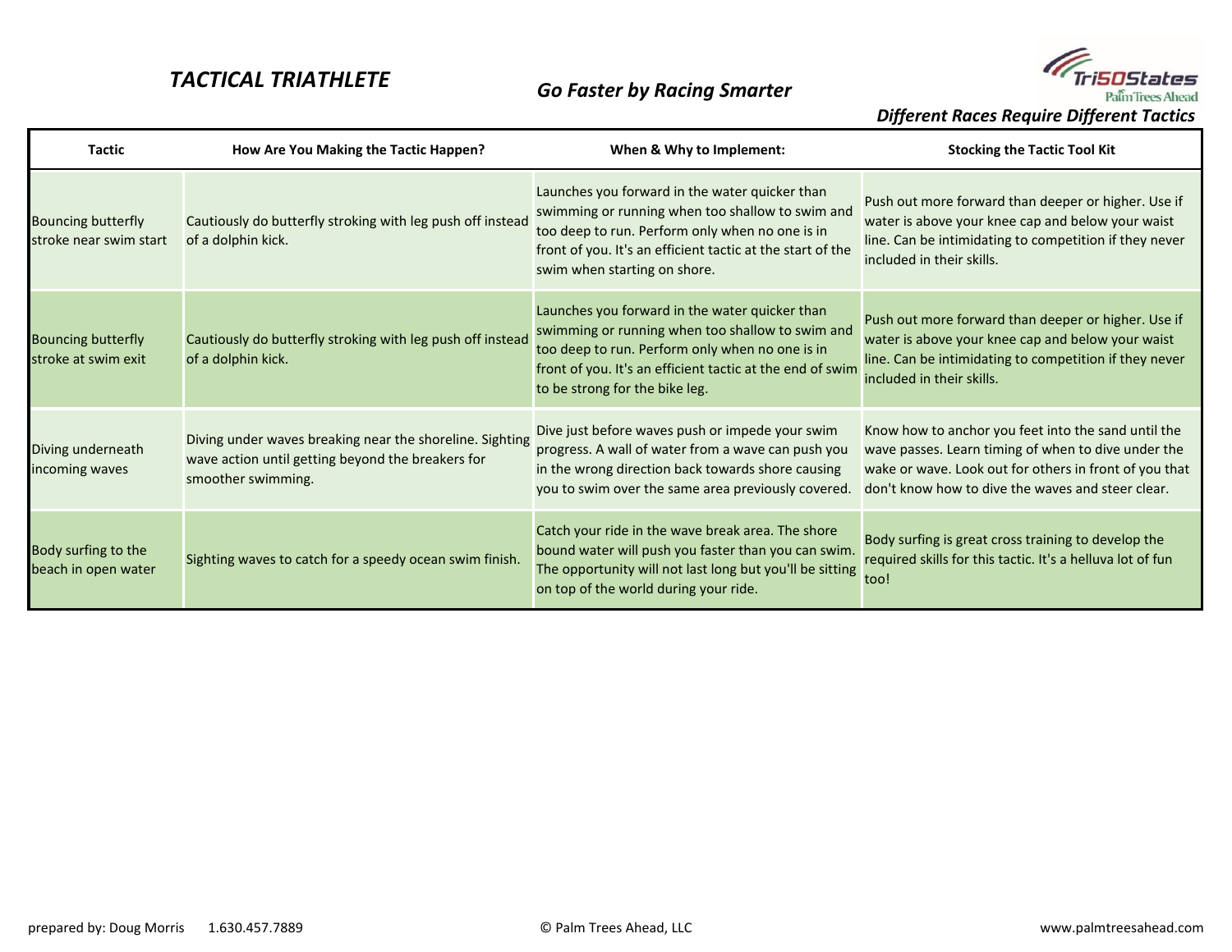*TACTICAL TRIATHLETE*

***Go Faster by Racing Smarter***

Tri50States
Palm Trees Ahead

***Different Races Require Different Tactics***

| Tactic | How Are You Making the Tactic Happen? | When & Why to Implement: | Stocking the Tactic Tool Kit |
|---|---|---|---|
| Bouncing butterfly stroke near swim start | Cautiously do butterfly stroking with leg push off instead of a dolphin kick. | Launches you forward in the water quicker than swimming or running when too shallow to swim and too deep to run. Perform only when no one is in front of you. It's an efficient tactic at the start of the swim when starting on shore. | Push out more forward than deeper or higher. Use if water is above your knee cap and below your waist line. Can be intimidating to competition if they never included in their skills. |
| Bouncing butterfly stroke at swim exit | Cautiously do butterfly stroking with leg push off instead of a dolphin kick. | Launches you forward in the water quicker than swimming or running when too shallow to swim and too deep to run. Perform only when no one is in front of you. It's an efficient tactic at the end of swim to be strong for the bike leg. | Push out more forward than deeper or higher. Use if water is above your knee cap and below your waist line. Can be intimidating to competition if they never included in their skills. |
| Diving underneath incoming waves | Diving under waves breaking near the shoreline. Sighting wave action until getting beyond the breakers for smoother swimming. | Dive just before waves push or impede your swim progress. A wall of water from a wave can push you in the wrong direction back towards shore causing you to swim over the same area previously covered. | Know how to anchor you feet into the sand until the wave passes. Learn timing of when to dive under the wake or wave. Look out for others in front of you that don't know how to dive the waves and steer clear. |
| Body surfing to the beach in open water | Sighting waves to catch for a speedy ocean swim finish. | Catch your ride in the wave break area. The shore bound water will push you faster than you can swim. The opportunity will not last long but you'll be sitting on top of the world during your ride. | Body surfing is great cross training to develop the required skills for this tactic. It's a helluva lot of fun too! |

prepared by: Doug Morris 1.630.457.7889 © Palm Trees Ahead, LLC www.palmtreesahead.com